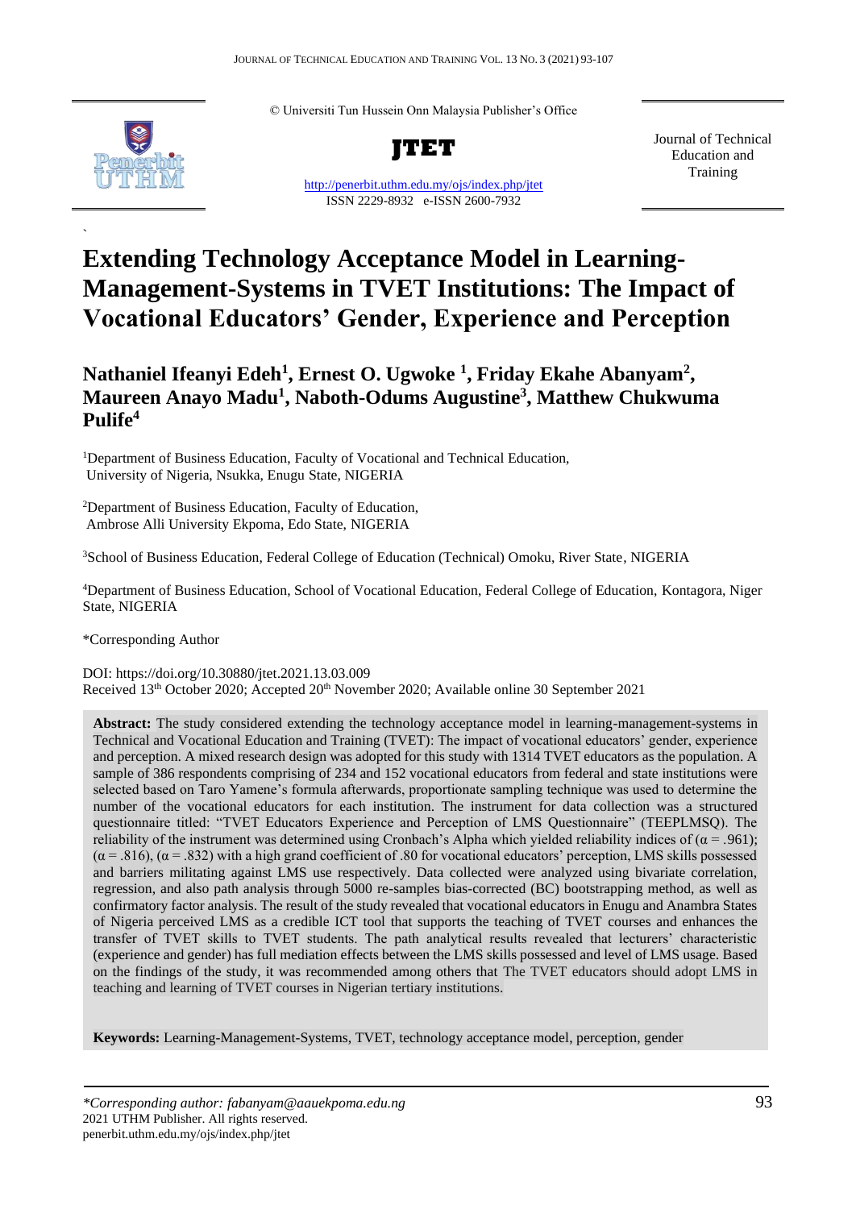© Universiti Tun Hussein Onn Malaysia Publisher's Office

**JTET**

http://penerbit.uthm.edu.my/ojs/index.php/jtet

ISSN 2229-8932 e-ISSN 2600-7932

Journal of Technical Education and Training

# Extending Technology Acceptance Model in Learning-Management-Systems in TVET Institutions: The Impact of Vocational Educators' Gender, Experience and Perception

**Nathaniel Ifeanyi Edeh[1], Ernest O. Ugwoke [1], Friday Ekahe Abanyam[2], Maureen Anayo Madu[1], Naboth-Odums Augustine[3], Matthew Chukwuma Pulife[4]**

[1]Department of Business Education, Faculty of Vocational and Technical Education, University of Nigeria, Nsukka, Enugu State, NIGERIA

[2]Department of Business Education, Faculty of Education, Ambrose Alli University Ekpoma, Edo State, NIGERIA

[3]School of Business Education, Federal College of Education (Technical) Omoku, River State, NIGERIA

[4]Department of Business Education, School of Vocational Education, Federal College of Education, Kontagora, Niger State, NIGERIA

*Corresponding Author

DOI: https://doi.org/10.30880/jtet.2021.13.03.009

Received 13th October 2020; Accepted 20th November 2020; Available online 30 September 2021

**Abstract:** The study considered extending the technology acceptance model in learning-management-systems in Technical and Vocational Education and Training (TVET): The impact of vocational educators' gender, experience and perception. A mixed research design was adopted for this study with 1314 TVET educators as the population. A sample of 386 respondents comprising of 234 and 152 vocational educators from federal and state institutions were selected based on Taro Yamene's formula afterwards, proportionate sampling technique was used to determine the number of the vocational educators for each institution. The instrument for data collection was a structured questionnaire titled: "TVET Educators Experience and Perception of LMS Questionnaire" (TEEPLMSQ). The reliability of the instrument was determined using Cronbach's Alpha which yielded reliability indices of ($\alpha$ = .961); ($\alpha$ = .816), ($\alpha$ = .832) with a high grand coefficient of .80 for vocational educators' perception, LMS skills possessed and barriers militating against LMS use respectively. Data collected were analyzed using bivariate correlation, regression, and also path analysis through 5000 re-samples bias-corrected (BC) bootstrapping method, as well as confirmatory factor analysis. The result of the study revealed that vocational educators in Enugu and Anambra States of Nigeria perceived LMS as a credible ICT tool that supports the teaching of TVET courses and enhances the transfer of TVET skills to TVET students. The path analytical results revealed that lecturers' characteristic (experience and gender) has full mediation effects between the LMS skills possessed and level of LMS usage. Based on the findings of the study, it was recommended among others that The TVET educators should adopt LMS in teaching and learning of TVET courses in Nigerian tertiary institutions.

**Keywords:** Learning-Management-Systems, TVET, technology acceptance model, perception, gender

*\*Corresponding author: fabanyam@aauekpoma.edu.ng*
2021 UTHM Publisher. All rights reserved.
penerbit.uthm.edu.my/ojs/index.php/jtet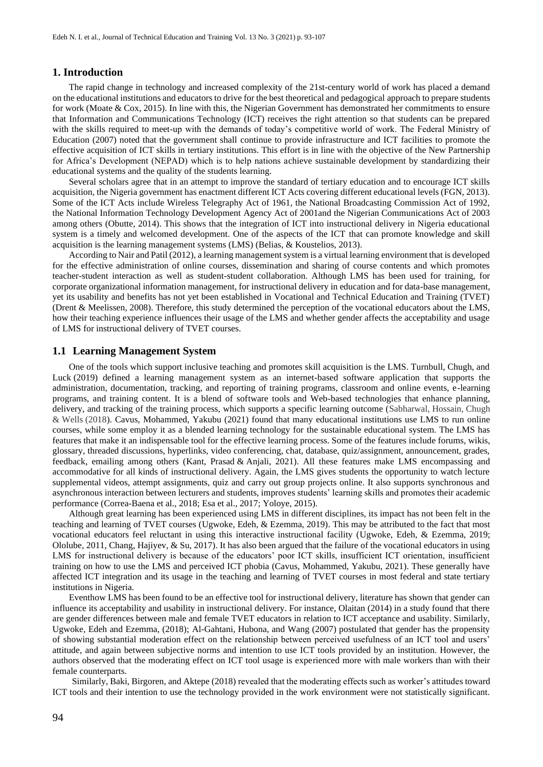## 1. Introduction

The rapid change in technology and increased complexity of the 21st-century world of work has placed a demand on the educational institutions and educators to drive for the best theoretical and pedagogical approach to prepare students for work (Moate & Cox, 2015). In line with this, the Nigerian Government has demonstrated her commitments to ensure that Information and Communications Technology (ICT) receives the right attention so that students can be prepared with the skills required to meet-up with the demands of today's competitive world of work. The Federal Ministry of Education (2007) noted that the government shall continue to provide infrastructure and ICT facilities to promote the effective acquisition of ICT skills in tertiary institutions. This effort is in line with the objective of the New Partnership for Africa's Development (NEPAD) which is to help nations achieve sustainable development by standardizing their educational systems and the quality of the students learning.

Several scholars agree that in an attempt to improve the standard of tertiary education and to encourage ICT skills acquisition, the Nigeria government has enactment different ICT Acts covering different educational levels (FGN, 2013). Some of the ICT Acts include Wireless Telegraphy Act of 1961, the National Broadcasting Commission Act of 1992, the National Information Technology Development Agency Act of 2001and the Nigerian Communications Act of 2003 among others (Obutte, 2014). This shows that the integration of ICT into instructional delivery in Nigeria educational system is a timely and welcomed development. One of the aspects of the ICT that can promote knowledge and skill acquisition is the learning management systems (LMS) (Belias, & Koustelios, 2013).

According to Nair and Patil (2012), a learning management system is a virtual learning environment that is developed for the effective administration of online courses, dissemination and sharing of course contents and which promotes teacher-student interaction as well as student-student collaboration. Although LMS has been used for training, for corporate organizational information management, for instructional delivery in education and for data-base management, yet its usability and benefits has not yet been established in Vocational and Technical Education and Training (TVET) (Drent & Meelissen, 2008). Therefore, this study determined the perception of the vocational educators about the LMS, how their teaching experience influences their usage of the LMS and whether gender affects the acceptability and usage of LMS for instructional delivery of TVET courses.

### 1.1 Learning Management System

One of the tools which support inclusive teaching and promotes skill acquisition is the LMS. Turnbull, Chugh, and Luck (2019) defined a learning management system as an internet-based software application that supports the administration, documentation, tracking, and reporting of training programs, classroom and online events, e-learning programs, and training content. It is a blend of software tools and Web-based technologies that enhance planning, delivery, and tracking of the training process, which supports a specific learning outcome (Sabharwal, Hossain, Chugh & Wells (2018). Cavus, Mohammed, Yakubu (2021) found that many educational institutions use LMS to run online courses, while some employ it as a blended learning technology for the sustainable educational system. The LMS has features that make it an indispensable tool for the effective learning process. Some of the features include forums, wikis, glossary, threaded discussions, hyperlinks, video conferencing, chat, database, quiz/assignment, announcement, grades, feedback, emailing among others (Kant, Prasad & Anjali, 2021). All these features make LMS encompassing and accommodative for all kinds of instructional delivery. Again, the LMS gives students the opportunity to watch lecture supplemental videos, attempt assignments, quiz and carry out group projects online. It also supports synchronous and asynchronous interaction between lecturers and students, improves students' learning skills and promotes their academic performance (Correa-Baena et al., 2018; Esa et al., 2017; Yoloye, 2015).

Although great learning has been experienced using LMS in different disciplines, its impact has not been felt in the teaching and learning of TVET courses (Ugwoke, Edeh, & Ezemma, 2019). This may be attributed to the fact that most vocational educators feel reluctant in using this interactive instructional facility (Ugwoke, Edeh, & Ezemma, 2019; Ololube, 2011, Chang, Hajiyev, & Su, 2017). It has also been argued that the failure of the vocational educators in using LMS for instructional delivery is because of the educators' poor ICT skills, insufficient ICT orientation, insufficient training on how to use the LMS and perceived ICT phobia (Cavus, Mohammed, Yakubu, 2021). These generally have affected ICT integration and its usage in the teaching and learning of TVET courses in most federal and state tertiary institutions in Nigeria.

Eventhow LMS has been found to be an effective tool for instructional delivery, literature has shown that gender can influence its acceptability and usability in instructional delivery. For instance, Olaitan (2014) in a study found that there are gender differences between male and female TVET educators in relation to ICT acceptance and usability. Similarly, Ugwoke, Edeh and Ezemma, (2018); Al-Gahtani, Hubona, and Wang (2007) postulated that gender has the propensity of showing substantial moderation effect on the relationship between perceived usefulness of an ICT tool and users' attitude, and again between subjective norms and intention to use ICT tools provided by an institution. However, the authors observed that the moderating effect on ICT tool usage is experienced more with male workers than with their female counterparts.

Similarly, Baki, Birgoren, and Aktepe (2018) revealed that the moderating effects such as worker's attitudes toward ICT tools and their intention to use the technology provided in the work environment were not statistically significant.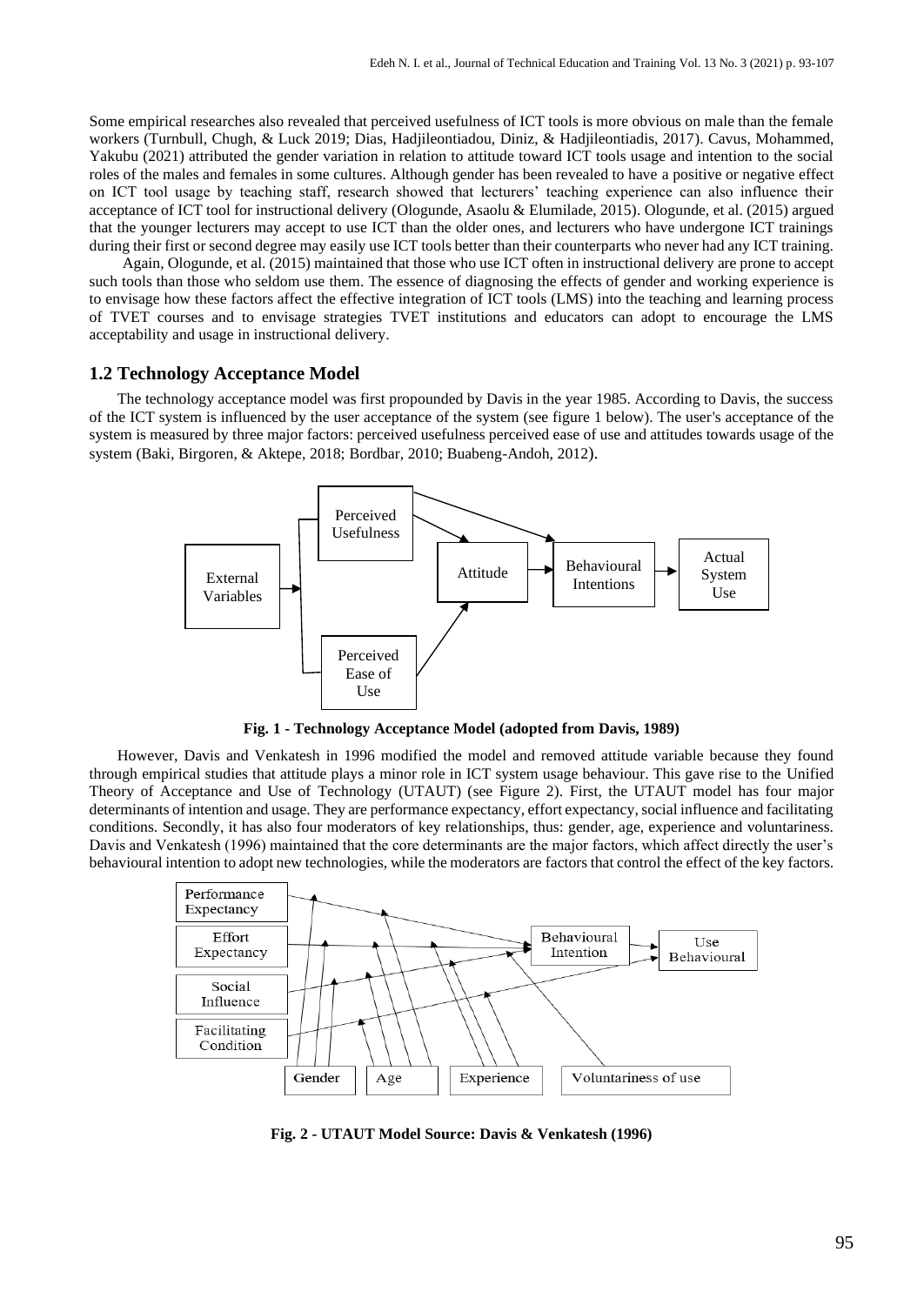Some empirical researches also revealed that perceived usefulness of ICT tools is more obvious on male than the female workers (Turnbull, Chugh, & Luck 2019; Dias, Hadjileontiadou, Diniz, & Hadjileontiadis, 2017). Cavus, Mohammed, Yakubu (2021) attributed the gender variation in relation to attitude toward ICT tools usage and intention to the social roles of the males and females in some cultures. Although gender has been revealed to have a positive or negative effect on ICT tool usage by teaching staff, research showed that lecturers' teaching experience can also influence their acceptance of ICT tool for instructional delivery (Ologunde, Asaolu & Elumilade, 2015). Ologunde, et al. (2015) argued that the younger lecturers may accept to use ICT than the older ones, and lecturers who have undergone ICT trainings during their first or second degree may easily use ICT tools better than their counterparts who never had any ICT training.

Again, Ologunde, et al. (2015) maintained that those who use ICT often in instructional delivery are prone to accept such tools than those who seldom use them. The essence of diagnosing the effects of gender and working experience is to envisage how these factors affect the effective integration of ICT tools (LMS) into the teaching and learning process of TVET courses and to envisage strategies TVET institutions and educators can adopt to encourage the LMS acceptability and usage in instructional delivery.

## 1.2 Technology Acceptance Model

The technology acceptance model was first propounded by Davis in the year 1985. According to Davis, the success of the ICT system is influenced by the user acceptance of the system (see figure 1 below). The user's acceptance of the system is measured by three major factors: perceived usefulness perceived ease of use and attitudes towards usage of the system (Baki, Birgoren, & Aktepe, 2018; Bordbar, 2010; Buabeng-Andoh, 2012).

**Fig. 1 - Technology Acceptance Model (adopted from Davis, 1989)**

However, Davis and Venkatesh in 1996 modified the model and removed attitude variable because they found through empirical studies that attitude plays a minor role in ICT system usage behaviour. This gave rise to the Unified Theory of Acceptance and Use of Technology (UTAUT) (see Figure 2). First, the UTAUT model has four major determinants of intention and usage. They are performance expectancy, effort expectancy, social influence and facilitating conditions. Secondly, it has also four moderators of key relationships, thus: gender, age, experience and voluntariness. Davis and Venkatesh (1996) maintained that the core determinants are the major factors, which affect directly the user's behavioural intention to adopt new technologies, while the moderators are factors that control the effect of the key factors.

**Fig. 2 - UTAUT Model Source: Davis & Venkatesh (1996)**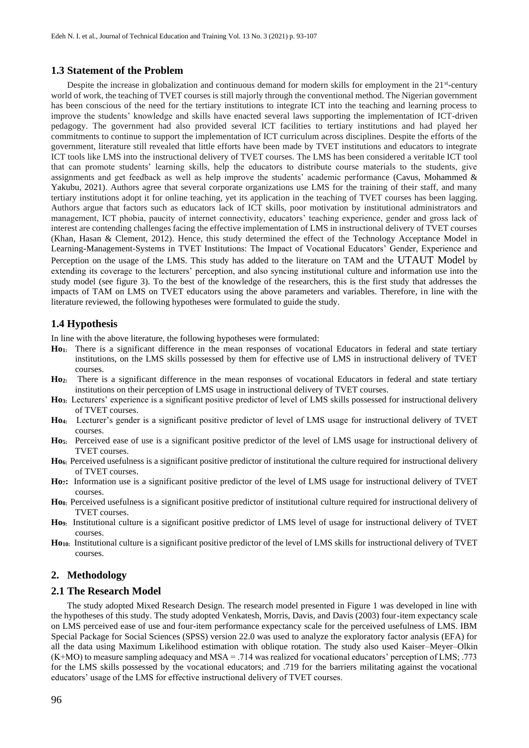### 1.3 Statement of the Problem

Despite the increase in globalization and continuous demand for modern skills for employment in the 21st-century world of work, the teaching of TVET courses is still majorly through the conventional method. The Nigerian government has been conscious of the need for the tertiary institutions to integrate ICT into the teaching and learning process to improve the students' knowledge and skills have enacted several laws supporting the implementation of ICT-driven pedagogy. The government had also provided several ICT facilities to tertiary institutions and had played her commitments to continue to support the implementation of ICT curriculum across disciplines. Despite the efforts of the government, literature still revealed that little efforts have been made by TVET institutions and educators to integrate ICT tools like LMS into the instructional delivery of TVET courses. The LMS has been considered a veritable ICT tool that can promote students' learning skills, help the educators to distribute course materials to the students, give assignments and get feedback as well as help improve the students' academic performance (Cavus, Mohammed & Yakubu, 2021). Authors agree that several corporate organizations use LMS for the training of their staff, and many tertiary institutions adopt it for online teaching, yet its application in the teaching of TVET courses has been lagging. Authors argue that factors such as educators lack of ICT skills, poor motivation by institutional administrators and management, ICT phobia, paucity of internet connectivity, educators' teaching experience, gender and gross lack of interest are contending challenges facing the effective implementation of LMS in instructional delivery of TVET courses (Khan, Hasan & Clement, 2012). Hence, this study determined the effect of the Technology Acceptance Model in Learning-Management-Systems in TVET Institutions: The Impact of Vocational Educators' Gender, Experience and Perception on the usage of the LMS. This study has added to the literature on TAM and the UTAUT Model by extending its coverage to the lecturers' perception, and also syncing institutional culture and information use into the study model (see figure 3). To the best of the knowledge of the researchers, this is the first study that addresses the impacts of TAM on LMS on TVET educators using the above parameters and variables. Therefore, in line with the literature reviewed, the following hypotheses were formulated to guide the study.

### 1.4 Hypothesis

In line with the above literature, the following hypotheses were formulated:

- **$Ho_1$:** There is a significant difference in the mean responses of vocational Educators in federal and state tertiary institutions, on the LMS skills possessed by them for effective use of LMS in instructional delivery of TVET courses.
- **$Ho_2$:** There is a significant difference in the mean responses of vocational Educators in federal and state tertiary institutions on their perception of LMS usage in instructional delivery of TVET courses.
- **$Ho_3$:** Lecturers' experience is a significant positive predictor of level of LMS skills possessed for instructional delivery of TVET courses.
- **$Ho_4$:** Lecturer's gender is a significant positive predictor of level of LMS usage for instructional delivery of TVET courses.
- **$Ho_5$:** Perceived ease of use is a significant positive predictor of the level of LMS usage for instructional delivery of TVET courses.
- **$Ho_6$:** Perceived usefulness is a significant positive predictor of institutional the culture required for instructional delivery of TVET courses.
- **$Ho_7$:** Information use is a significant positive predictor of the level of LMS usage for instructional delivery of TVET courses.
- **$Ho_8$:** Perceived usefulness is a significant positive predictor of institutional culture required for instructional delivery of TVET courses.
- **$Ho_9$:** Institutional culture is a significant positive predictor of LMS level of usage for instructional delivery of TVET courses.
- **$Ho_{10}$:** Institutional culture is a significant positive predictor of the level of LMS skills for instructional delivery of TVET courses.

## 2. Methodology

### 2.1 The Research Model

The study adopted Mixed Research Design. The research model presented in Figure 1 was developed in line with the hypotheses of this study. The study adopted Venkatesh, Morris, Davis, and Davis (2003) four-item expectancy scale on LMS perceived ease of use and four-item performance expectancy scale for the perceived usefulness of LMS. IBM Special Package for Social Sciences (SPSS) version 22.0 was used to analyze the exploratory factor analysis (EFA) for all the data using Maximum Likelihood estimation with oblique rotation. The study also used Kaiser–Meyer–Olkin (K+MO) to measure sampling adequacy and MSA = .714 was realized for vocational educators' perception of LMS; .773 for the LMS skills possessed by the vocational educators; and .719 for the barriers militating against the vocational educators' usage of the LMS for effective instructional delivery of TVET courses.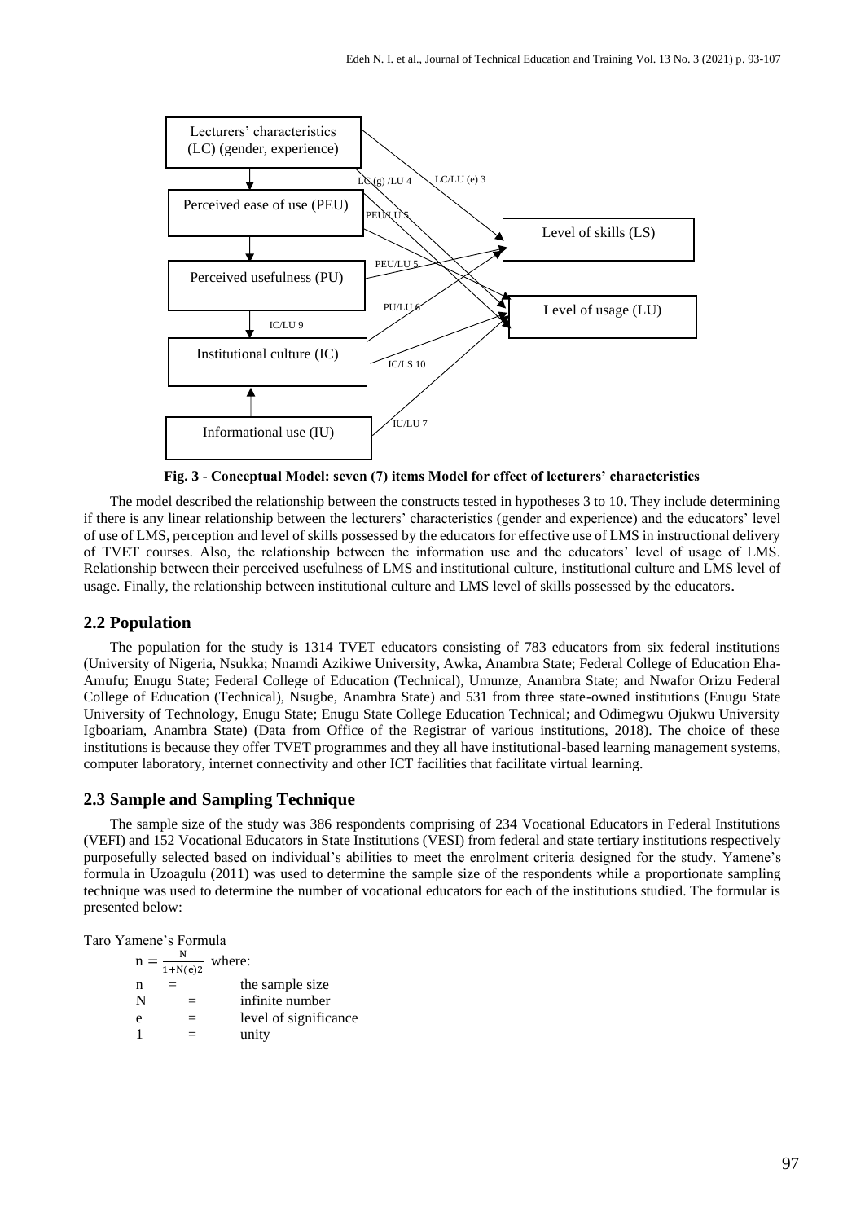Lecturers' characteristics (LC) (gender, experience)

Perceived ease of use (PEU)

Perceived usefulness (PU)

Institutional culture (IC)

Informational use (IU)

Level of skills (LS)

Level of usage (LU)

LC (g) /LU 4

LC/LU (e) 3

PEU/LU 5

PEU/LU 5

PU/LU 6

IC/LU 9

IC/LS 10

IU/LU 7

**Fig. 3 - Conceptual Model: seven (7) items Model for effect of lecturers' characteristics**

The model described the relationship between the constructs tested in hypotheses 3 to 10. They include determining if there is any linear relationship between the lecturers' characteristics (gender and experience) and the educators' level of use of LMS, perception and level of skills possessed by the educators for effective use of LMS in instructional delivery of TVET courses. Also, the relationship between the information use and the educators' level of usage of LMS. Relationship between their perceived usefulness of LMS and institutional culture, institutional culture and LMS level of usage. Finally, the relationship between institutional culture and LMS level of skills possessed by the educators.

## 2.2 Population

The population for the study is 1314 TVET educators consisting of 783 educators from six federal institutions (University of Nigeria, Nsukka; Nnamdi Azikiwe University, Awka, Anambra State; Federal College of Education Eha-Amufu; Enugu State; Federal College of Education (Technical), Umunze, Anambra State; and Nwafor Orizu Federal College of Education (Technical), Nsugbe, Anambra State) and 531 from three state-owned institutions (Enugu State University of Technology, Enugu State; Enugu State College Education Technical; and Odimegwu Ojukwu University Igboariam, Anambra State) (Data from Office of the Registrar of various institutions, 2018). The choice of these institutions is because they offer TVET programmes and they all have institutional-based learning management systems, computer laboratory, internet connectivity and other ICT facilities that facilitate virtual learning.

## 2.3 Sample and Sampling Technique

The sample size of the study was 386 respondents comprising of 234 Vocational Educators in Federal Institutions (VEFI) and 152 Vocational Educators in State Institutions (VESI) from federal and state tertiary institutions respectively purposefully selected based on individual's abilities to meet the enrolment criteria designed for the study. Yamene's formula in Uzoagulu (2011) was used to determine the sample size of the respondents while a proportionate sampling technique was used to determine the number of vocational educators for each of the institutions studied. The formular is presented below:

Taro Yamene's Formula

$n = \frac{N}{1+N(e)2}$ where:

| | | |
|---|---|---|
| n | = | the sample size |
| N | = | infinite number |
| e | = | level of significance |
| 1 | = | unity |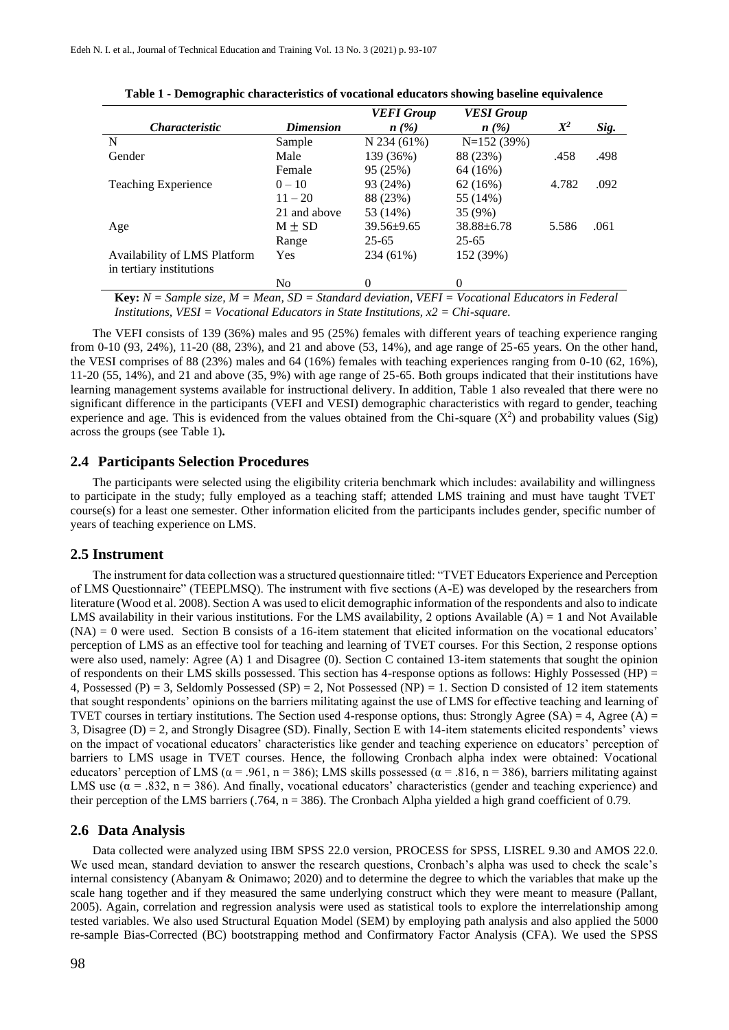**Table 1 - Demographic characteristics of vocational educators showing baseline equivalence**

| *Characteristic* | *Dimension* | *VEFI Group n (%)* | *VESI Group n (%)* | $X^2$ | *Sig.* |
|---|---|---|---|---|---|
| N | Sample | N 234 (61%) | N=152 (39%) | | |
| Gender | Male | 139 (36%) | 88 (23%) | .458 | .498 |
| | Female | 95 (25%) | 64 (16%) | | |
| Teaching Experience | 0 – 10 | 93 (24%) | 62 (16%) | 4.782 | .092 |
| | 11 – 20 | 88 (23%) | 55 (14%) | | |
| | 21 and above | 53 (14%) | 35 (9%) | | |
| Age | M ± SD | 39.56±9.65 | 38.88±6.78 | 5.586 | .061 |
| | Range | 25-65 | 25-65 | | |
| Availability of LMS Platform in tertiary institutions | Yes | 234 (61%) | 152 (39%) | | |
| | No | 0 | 0 | | |

**Key:** *N = Sample size, M = Mean, SD = Standard deviation, VEFI = Vocational Educators in Federal Institutions, VESI = Vocational Educators in State Institutions, x2 = Chi-square.*

The VEFI consists of 139 (36%) males and 95 (25%) females with different years of teaching experience ranging from 0-10 (93, 24%), 11-20 (88, 23%), and 21 and above (53, 14%), and age range of 25-65 years. On the other hand, the VESI comprises of 88 (23%) males and 64 (16%) females with teaching experiences ranging from 0-10 (62, 16%), 11-20 (55, 14%), and 21 and above (35, 9%) with age range of 25-65. Both groups indicated that their institutions have learning management systems available for instructional delivery. In addition, Table 1 also revealed that there were no significant difference in the participants (VEFI and VESI) demographic characteristics with regard to gender, teaching experience and age. This is evidenced from the values obtained from the Chi-square ($X^2$) and probability values (Sig) across the groups (see Table 1)**.**

## 2.4 Participants Selection Procedures

The participants were selected using the eligibility criteria benchmark which includes: availability and willingness to participate in the study; fully employed as a teaching staff; attended LMS training and must have taught TVET course(s) for a least one semester. Other information elicited from the participants includes gender, specific number of years of teaching experience on LMS.

## 2.5 Instrument

The instrument for data collection was a structured questionnaire titled: "TVET Educators Experience and Perception of LMS Questionnaire" (TEEPLMSQ). The instrument with five sections (A-E) was developed by the researchers from literature (Wood et al. 2008). Section A was used to elicit demographic information of the respondents and also to indicate LMS availability in their various institutions. For the LMS availability, 2 options Available (A) = 1 and Not Available (NA) = 0 were used. Section B consists of a 16-item statement that elicited information on the vocational educators' perception of LMS as an effective tool for teaching and learning of TVET courses. For this Section, 2 response options were also used, namely: Agree (A) 1 and Disagree (0). Section C contained 13-item statements that sought the opinion of respondents on their LMS skills possessed. This section has 4-response options as follows: Highly Possessed (HP) = 4, Possessed (P) = 3, Seldomly Possessed (SP) = 2, Not Possessed (NP) = 1. Section D consisted of 12 item statements that sought respondents' opinions on the barriers militating against the use of LMS for effective teaching and learning of TVET courses in tertiary institutions. The Section used 4-response options, thus: Strongly Agree (SA) = 4, Agree (A) = 3, Disagree (D) = 2, and Strongly Disagree (SD). Finally, Section E with 14-item statements elicited respondents' views on the impact of vocational educators' characteristics like gender and teaching experience on educators' perception of barriers to LMS usage in TVET courses. Hence, the following Cronbach alpha index were obtained: Vocational educators' perception of LMS ($\alpha$ = .961, n = 386); LMS skills possessed ($\alpha$ = .816, n = 386), barriers militating against LMS use ($\alpha$ = .832, n = 386). And finally, vocational educators' characteristics (gender and teaching experience) and their perception of the LMS barriers (.764, n = 386). The Cronbach Alpha yielded a high grand coefficient of 0.79.

## 2.6 Data Analysis

Data collected were analyzed using IBM SPSS 22.0 version, PROCESS for SPSS, LISREL 9.30 and AMOS 22.0. We used mean, standard deviation to answer the research questions, Cronbach's alpha was used to check the scale's internal consistency (Abanyam & Onimawo; 2020) and to determine the degree to which the variables that make up the scale hang together and if they measured the same underlying construct which they were meant to measure (Pallant, 2005). Again, correlation and regression analysis were used as statistical tools to explore the interrelationship among tested variables. We also used Structural Equation Model (SEM) by employing path analysis and also applied the 5000 re-sample Bias-Corrected (BC) bootstrapping method and Confirmatory Factor Analysis (CFA). We used the SPSS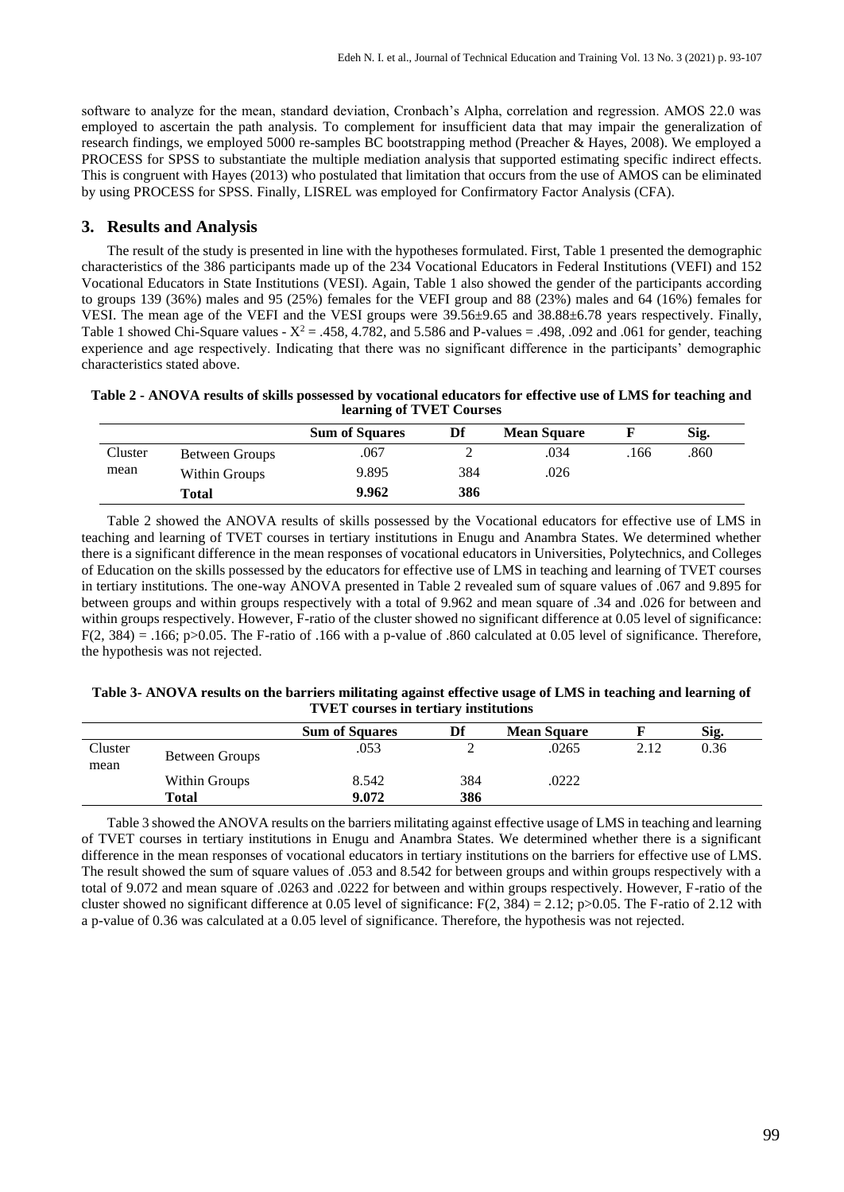software to analyze for the mean, standard deviation, Cronbach's Alpha, correlation and regression. AMOS 22.0 was employed to ascertain the path analysis. To complement for insufficient data that may impair the generalization of research findings, we employed 5000 re-samples BC bootstrapping method (Preacher & Hayes, 2008). We employed a PROCESS for SPSS to substantiate the multiple mediation analysis that supported estimating specific indirect effects. This is congruent with Hayes (2013) who postulated that limitation that occurs from the use of AMOS can be eliminated by using PROCESS for SPSS. Finally, LISREL was employed for Confirmatory Factor Analysis (CFA).

## 3. Results and Analysis

The result of the study is presented in line with the hypotheses formulated. First, Table 1 presented the demographic characteristics of the 386 participants made up of the 234 Vocational Educators in Federal Institutions (VEFI) and 152 Vocational Educators in State Institutions (VESI). Again, Table 1 also showed the gender of the participants according to groups 139 (36%) males and 95 (25%) females for the VEFI group and 88 (23%) males and 64 (16%) females for VESI. The mean age of the VEFI and the VESI groups were 39.56±9.65 and 38.88±6.78 years respectively. Finally, Table 1 showed Chi-Square values - $X^2$ = .458, 4.782, and 5.586 and P-values = .498, .092 and .061 for gender, teaching experience and age respectively. Indicating that there was no significant difference in the participants' demographic characteristics stated above.

**Table 2 - ANOVA results of skills possessed by vocational educators for effective use of LMS for teaching and learning of TVET Courses**

| | | Sum of Squares | Df | Mean Square | F | Sig. |
|---|---|---|---|---|---|---|
| Cluster mean | Between Groups | .067 | 2 | .034 | .166 | .860 |
| | Within Groups | 9.895 | 384 | .026 | | |
| | **Total** | **9.962** | **386** | | | |

Table 2 showed the ANOVA results of skills possessed by the Vocational educators for effective use of LMS in teaching and learning of TVET courses in tertiary institutions in Enugu and Anambra States. We determined whether there is a significant difference in the mean responses of vocational educators in Universities, Polytechnics, and Colleges of Education on the skills possessed by the educators for effective use of LMS in teaching and learning of TVET courses in tertiary institutions. The one-way ANOVA presented in Table 2 revealed sum of square values of .067 and 9.895 for between groups and within groups respectively with a total of 9.962 and mean square of .34 and .026 for between and within groups respectively. However, F-ratio of the cluster showed no significant difference at 0.05 level of significance: $F(2, 384) = .166$; $p>0.05$. The F-ratio of .166 with a p-value of .860 calculated at 0.05 level of significance. Therefore, the hypothesis was not rejected.

**Table 3- ANOVA results on the barriers militating against effective usage of LMS in teaching and learning of TVET courses in tertiary institutions**

| | | Sum of Squares | Df | Mean Square | F | Sig. |
|---|---|---|---|---|---|---|
| Cluster mean | Between Groups | .053 | 2 | .0265 | 2.12 | 0.36 |
| | Within Groups | 8.542 | 384 | .0222 | | |
| | **Total** | **9.072** | **386** | | | |

Table 3 showed the ANOVA results on the barriers militating against effective usage of LMS in teaching and learning of TVET courses in tertiary institutions in Enugu and Anambra States. We determined whether there is a significant difference in the mean responses of vocational educators in tertiary institutions on the barriers for effective use of LMS. The result showed the sum of square values of .053 and 8.542 for between groups and within groups respectively with a total of 9.072 and mean square of .0263 and .0222 for between and within groups respectively. However, F-ratio of the cluster showed no significant difference at 0.05 level of significance: $F(2, 384) = 2.12$; $p>0.05$. The F-ratio of 2.12 with a p-value of 0.36 was calculated at a 0.05 level of significance. Therefore, the hypothesis was not rejected.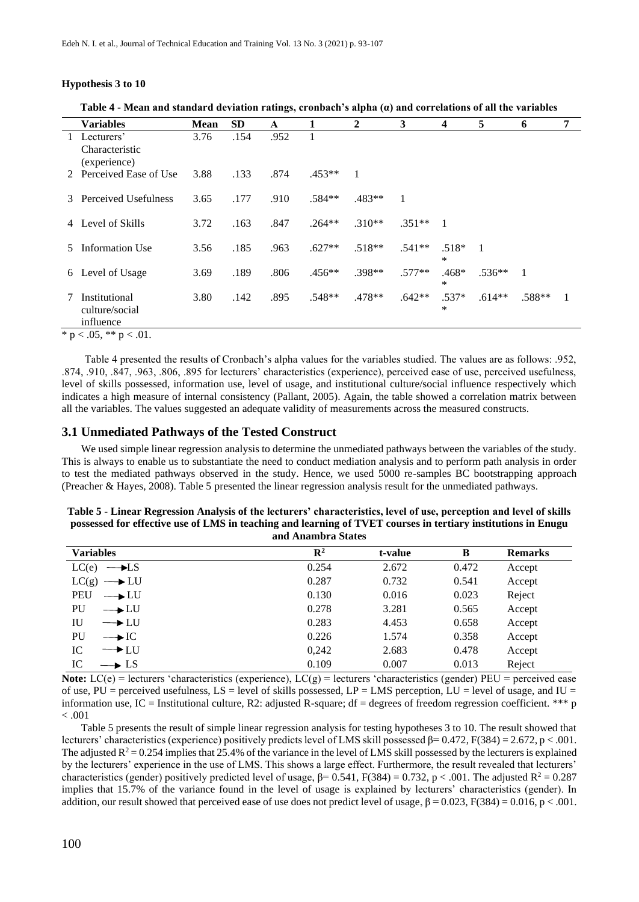### Hypothesis 3 to 10

**Table 4 - Mean and standard deviation ratings, cronbach's alpha (α) and correlations of all the variables**

| | Variables | Mean | SD | A | 1 | 2 | 3 | 4 | 5 | 6 | 7 |
|---|---|---|---|---|---|---|---|---|---|---|---|
| 1 | Lecturers' Characteristic (experience) | 3.76 | .154 | .952 | 1 | | | | | | |
| 2 | Perceived Ease of Use | 3.88 | .133 | .874 | .453** | 1 | | | | | |
| 3 | Perceived Usefulness | 3.65 | .177 | .910 | .584** | .483** | 1 | | | | |
| 4 | Level of Skills | 3.72 | .163 | .847 | .264** | .310** | .351** | 1 | | | |
| 5 | Information Use | 3.56 | .185 | .963 | .627** | .518** | .541** | .518** | 1 | | |
| 6 | Level of Usage | 3.69 | .189 | .806 | .456** | .398** | .577** | .468** | .536** | 1 | |
| 7 | Institutional culture/social influence | 3.80 | .142 | .895 | .548** | .478** | .642** | .537** | .614** | .588** | 1 |

* $p < .05$, ** $p < .01$.

Table 4 presented the results of Cronbach's alpha values for the variables studied. The values are as follows: .952, .874, .910, .847, .963, .806, .895 for lecturers' characteristics (experience), perceived ease of use, perceived usefulness, level of skills possessed, information use, level of usage, and institutional culture/social influence respectively which indicates a high measure of internal consistency (Pallant, 2005). Again, the table showed a correlation matrix between all the variables. The values suggested an adequate validity of measurements across the measured constructs.

## 3.1 Unmediated Pathways of the Tested Construct

We used simple linear regression analysis to determine the unmediated pathways between the variables of the study. This is always to enable us to substantiate the need to conduct mediation analysis and to perform path analysis in order to test the mediated pathways observed in the study. Hence, we used 5000 re-samples BC bootstrapping approach (Preacher & Hayes, 2008). Table 5 presented the linear regression analysis result for the unmediated pathways.

**Table 5 - Linear Regression Analysis of the lecturers' characteristics, level of use, perception and level of skills possessed for effective use of LMS in teaching and learning of TVET courses in tertiary institutions in Enugu and Anambra States**

| Variables | $R^2$ | t-value | B | Remarks |
|---|---|---|---|---|
| LC(e) → LS | 0.254 | 2.672 | 0.472 | Accept |
| LC(g) → LU | 0.287 | 0.732 | 0.541 | Accept |
| PEU → LU | 0.130 | 0.016 | 0.023 | Reject |
| PU → LU | 0.278 | 3.281 | 0.565 | Accept |
| IU → LU | 0.283 | 4.453 | 0.658 | Accept |
| PU → IC | 0.226 | 1.574 | 0.358 | Accept |
| IC → LU | 0,242 | 2.683 | 0.478 | Accept |
| IC → LS | 0.109 | 0.007 | 0.013 | Reject |

**Note:** LC(e) = lecturers 'characteristics (experience), LC(g) = lecturers 'characteristics (gender) PEU = perceived ease of use, PU = perceived usefulness, LS = level of skills possessed, LP = LMS perception, LU = level of usage, and IU = information use, IC = Institutional culture, R2: adjusted R-square; df = degrees of freedom regression coefficient. *** $p < .001$

Table 5 presents the result of simple linear regression analysis for testing hypotheses 3 to 10. The result showed that lecturers' characteristics (experience) positively predicts level of LMS skill possessed $\beta = 0.472$, $F(384) = 2.672$, $p < .001$. The adjusted $R^2 = 0.254$ implies that 25.4% of the variance in the level of LMS skill possessed by the lecturers is explained by the lecturers' experience in the use of LMS. This shows a large effect. Furthermore, the result revealed that lecturers' characteristics (gender) positively predicted level of usage, $\beta = 0.541$, $F(384) = 0.732$, $p < .001$. The adjusted $R^2 = 0.287$ implies that 15.7% of the variance found in the level of usage is explained by lecturers' characteristics (gender). In addition, our result showed that perceived ease of use does not predict level of usage, $\beta = 0.023$, $F(384) = 0.016$, $p < .001$.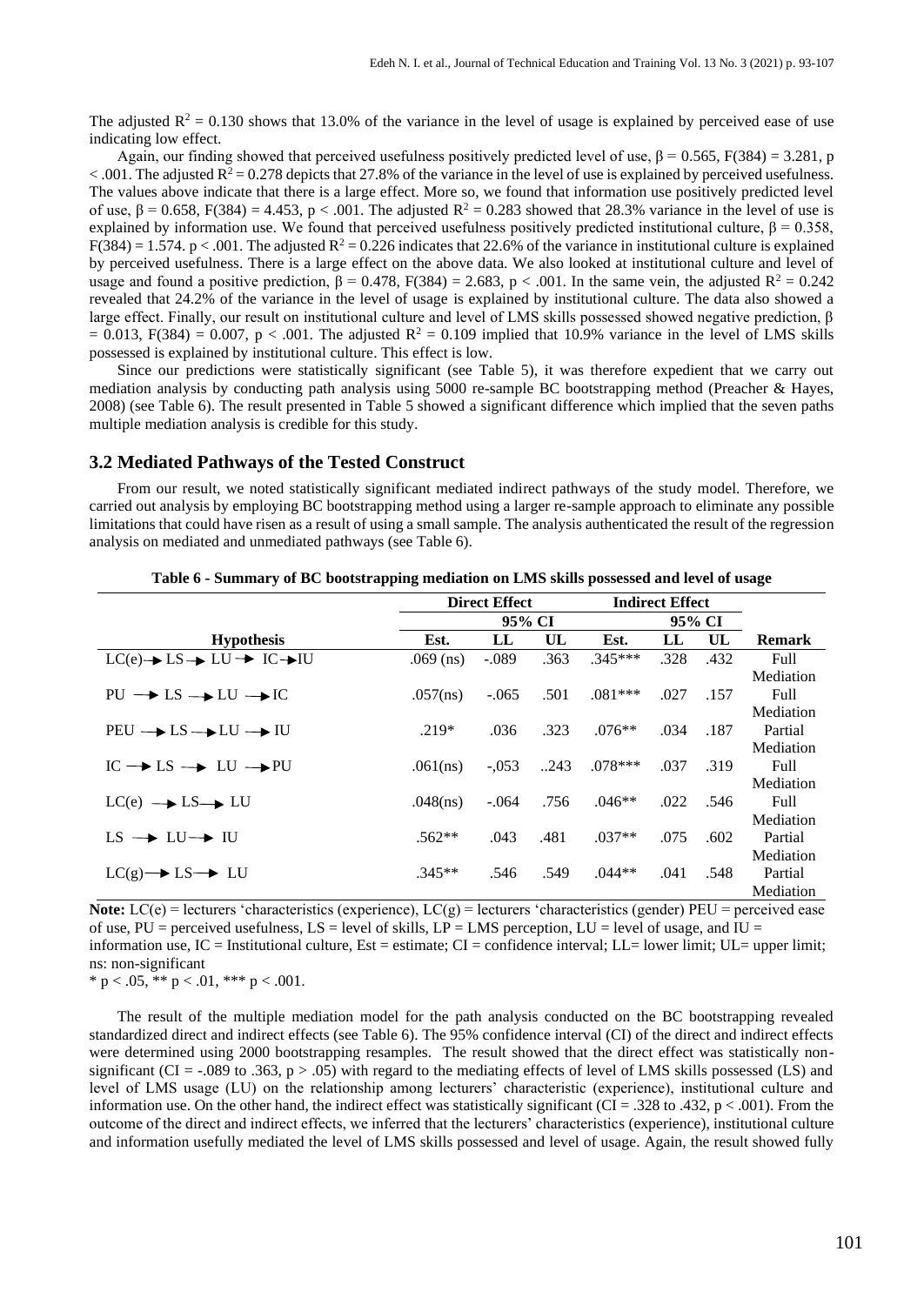The adjusted $R^2 = 0.130$ shows that 13.0% of the variance in the level of usage is explained by perceived ease of use indicating low effect.

Again, our finding showed that perceived usefulness positively predicted level of use, $\beta = 0.565$, $F(384) = 3.281$, $p < .001$. The adjusted $R^2 = 0.278$ depicts that 27.8% of the variance in the level of use is explained by perceived usefulness. The values above indicate that there is a large effect. More so, we found that information use positively predicted level of use, $\beta = 0.658$, $F(384) = 4.453$, $p < .001$. The adjusted $R^2 = 0.283$ showed that 28.3% variance in the level of use is explained by information use. We found that perceived usefulness positively predicted institutional culture, $\beta = 0.358$, $F(384) = 1.574$. $p < .001$. The adjusted $R^2 = 0.226$ indicates that 22.6% of the variance in institutional culture is explained by perceived usefulness. There is a large effect on the above data. We also looked at institutional culture and level of usage and found a positive prediction, $\beta = 0.478$, $F(384) = 2.683$, $p < .001$. In the same vein, the adjusted $R^2 = 0.242$ revealed that 24.2% of the variance in the level of usage is explained by institutional culture. The data also showed a large effect. Finally, our result on institutional culture and level of LMS skills possessed showed negative prediction, $\beta = 0.013$, $F(384) = 0.007$, $p < .001$. The adjusted $R^2 = 0.109$ implied that 10.9% variance in the level of LMS skills possessed is explained by institutional culture. This effect is low.

Since our predictions were statistically significant (see Table 5), it was therefore expedient that we carry out mediation analysis by conducting path analysis using 5000 re-sample BC bootstrapping method (Preacher & Hayes, 2008) (see Table 6). The result presented in Table 5 showed a significant difference which implied that the seven paths multiple mediation analysis is credible for this study.

## 3.2 Mediated Pathways of the Tested Construct

From our result, we noted statistically significant mediated indirect pathways of the study model. Therefore, we carried out analysis by employing BC bootstrapping method using a larger re-sample approach to eliminate any possible limitations that could have risen as a result of using a small sample. The analysis authenticated the result of the regression analysis on mediated and unmediated pathways (see Table 6).

**Table 6 - Summary of BC bootstrapping mediation on LMS skills possessed and level of usage**

| | Direct Effect | | | Indirect Effect | | | |
|---|---|---|---|---|---|---|---|
| | | 95% CI | | | 95% CI | | |
| **Hypothesis** | **Est.** | **LL** | **UL** | **Est.** | **LL** | **UL** | **Remark** |
| LC(e)→ LS → LU → IC→IU | .069 (ns) | -.089 | .363 | .345*** | .328 | .432 | Full Mediation |
| PU → LS → LU → IC | .057(ns) | -.065 | .501 | .081*** | .027 | .157 | Full Mediation |
| PEU → LS → LU → IU | .219* | .036 | .323 | .076** | .034 | .187 | Partial Mediation |
| IC → LS → LU → PU | .061(ns) | -,053 | ..243 | .078*** | .037 | .319 | Full Mediation |
| LC(e) → LS→ LU | .048(ns) | -.064 | .756 | .046** | .022 | .546 | Full Mediation |
| LS → LU→ IU | .562** | .043 | .481 | .037** | .075 | .602 | Partial Mediation |
| LC(g)→ LS→ LU | .345** | .546 | .549 | .044** | .041 | .548 | Partial Mediation |

**Note:** LC(e) = lecturers 'characteristics (experience), LC(g) = lecturers 'characteristics (gender) PEU = perceived ease of use, PU = perceived usefulness, LS = level of skills, LP = LMS perception, LU = level of usage, and IU = information use, IC = Institutional culture, Est = estimate; CI = confidence interval; LL= lower limit; UL= upper limit; ns: non-significant

* $p < .05$, ** $p < .01$, *** $p < .001$.

The result of the multiple mediation model for the path analysis conducted on the BC bootstrapping revealed standardized direct and indirect effects (see Table 6). The 95% confidence interval (CI) of the direct and indirect effects were determined using 2000 bootstrapping resamples. The result showed that the direct effect was statistically non-significant (CI = -.089 to .363, $p > .05$) with regard to the mediating effects of level of LMS skills possessed (LS) and level of LMS usage (LU) on the relationship among lecturers' characteristic (experience), institutional culture and information use. On the other hand, the indirect effect was statistically significant (CI = .328 to .432, $p < .001$). From the outcome of the direct and indirect effects, we inferred that the lecturers' characteristics (experience), institutional culture and information usefully mediated the level of LMS skills possessed and level of usage. Again, the result showed fully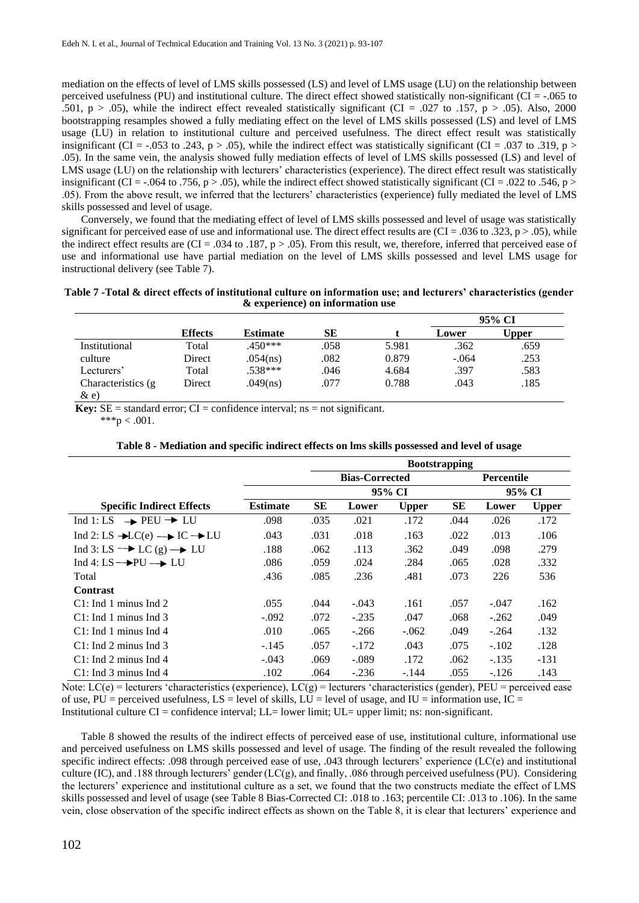mediation on the effects of level of LMS skills possessed (LS) and level of LMS usage (LU) on the relationship between perceived usefulness (PU) and institutional culture. The direct effect showed statistically non-significant (CI = -.065 to .501, $p > .05$), while the indirect effect revealed statistically significant (CI = .027 to .157, $p > .05$). Also, 2000 bootstrapping resamples showed a fully mediating effect on the level of LMS skills possessed (LS) and level of LMS usage (LU) in relation to institutional culture and perceived usefulness. The direct effect result was statistically insignificant (CI = -.053 to .243, $p > .05$), while the indirect effect was statistically significant (CI = .037 to .319, $p > .05$). In the same vein, the analysis showed fully mediation effects of level of LMS skills possessed (LS) and level of LMS usage (LU) on the relationship with lecturers' characteristics (experience). The direct effect result was statistically insignificant (CI = -.064 to .756, $p > .05$), while the indirect effect showed statistically significant (CI = .022 to .546, $p > .05$). From the above result, we inferred that the lecturers' characteristics (experience) fully mediated the level of LMS skills possessed and level of usage.

Conversely, we found that the mediating effect of level of LMS skills possessed and level of usage was statistically significant for perceived ease of use and informational use. The direct effect results are (CI = .036 to .323, $p > .05$), while the indirect effect results are (CI = .034 to .187, $p > .05$). From this result, we, therefore, inferred that perceived ease of use and informational use have partial mediation on the level of LMS skills possessed and level LMS usage for instructional delivery (see Table 7).

**Table 7 -Total & direct effects of institutional culture on information use; and lecturers' characteristics (gender & experience) on information use**

| | Effects | Estimate | SE | t | 95% CI Lower | 95% CI Upper |
|---|---|---|---|---|---|---|
| Institutional culture | Total | .450*** | .058 | 5.981 | .362 | .659 |
| | Direct | .054(ns) | .082 | 0.879 | -.064 | .253 |
| Lecturers' Characteristics (g & e) | Total | .538*** | .046 | 4.684 | .397 | .583 |
| | Direct | .049(ns) | .077 | 0.788 | .043 | .185 |

**Key:** SE = standard error; CI = confidence interval; ns = not significant.
***$p < .001$.

**Table 8 - Mediation and specific indirect effects on lms skills possessed and level of usage**

| | | Bootstrapping | | | | | |
|---|---|---|---|---|---|---|---|
| | | Bias-Corrected | | | Percentile | | |
| | | | 95% CI | | | 95% CI | |
| **Specific Indirect Effects** | **Estimate** | **SE** | **Lower** | **Upper** | **SE** | **Lower** | **Upper** |
| Ind 1: LS → PEU → LU | .098 | .035 | .021 | .172 | .044 | .026 | .172 |
| Ind 2: LS →LC(e) → IC →LU | .043 | .031 | .018 | .163 | .022 | .013 | .106 |
| Ind 3: LS → LC (g) → LU | .188 | .062 | .113 | .362 | .049 | .098 | .279 |
| Ind 4: LS →PU → LU | .086 | .059 | .024 | .284 | .065 | .028 | .332 |
| Total | .436 | .085 | .236 | .481 | .073 | 226 | 536 |
| **Contrast** | | | | | | | |
| C1: Ind 1 minus Ind 2 | .055 | .044 | -.043 | .161 | .057 | -.047 | .162 |
| C1: Ind 1 minus Ind 3 | -.092 | .072 | -.235 | .047 | .068 | -.262 | .049 |
| C1: Ind 1 minus Ind 4 | .010 | .065 | -.266 | -.062 | .049 | -.264 | .132 |
| C1: Ind 2 minus Ind 3 | -.145 | .057 | -.172 | .043 | .075 | -.102 | .128 |
| C1: Ind 2 minus Ind 4 | -.043 | .069 | -.089 | .172 | .062 | -.135 | -131 |
| C1: Ind 3 minus Ind 4 | .102 | .064 | -.236 | -.144 | .055 | -.126 | .143 |

Note: LC(e) = lecturers 'characteristics (experience), LC(g) = lecturers 'characteristics (gender), PEU = perceived ease of use, PU = perceived usefulness, LS = level of skills, LU = level of usage, and IU = information use, IC = Institutional culture CI = confidence interval; LL= lower limit; UL= upper limit; ns: non-significant.

Table 8 showed the results of the indirect effects of perceived ease of use, institutional culture, informational use and perceived usefulness on LMS skills possessed and level of usage. The finding of the result revealed the following specific indirect effects: .098 through perceived ease of use, .043 through lecturers' experience (LC(e)) and institutional culture (IC), and .188 through lecturers' gender (LC(g), and finally, .086 through perceived usefulness (PU). Considering the lecturers' experience and institutional culture as a set, we found that the two constructs mediate the effect of LMS skills possessed and level of usage (see Table 8 Bias-Corrected CI: .018 to .163; percentile CI: .013 to .106). In the same vein, close observation of the specific indirect effects as shown on the Table 8, it is clear that lecturers' experience and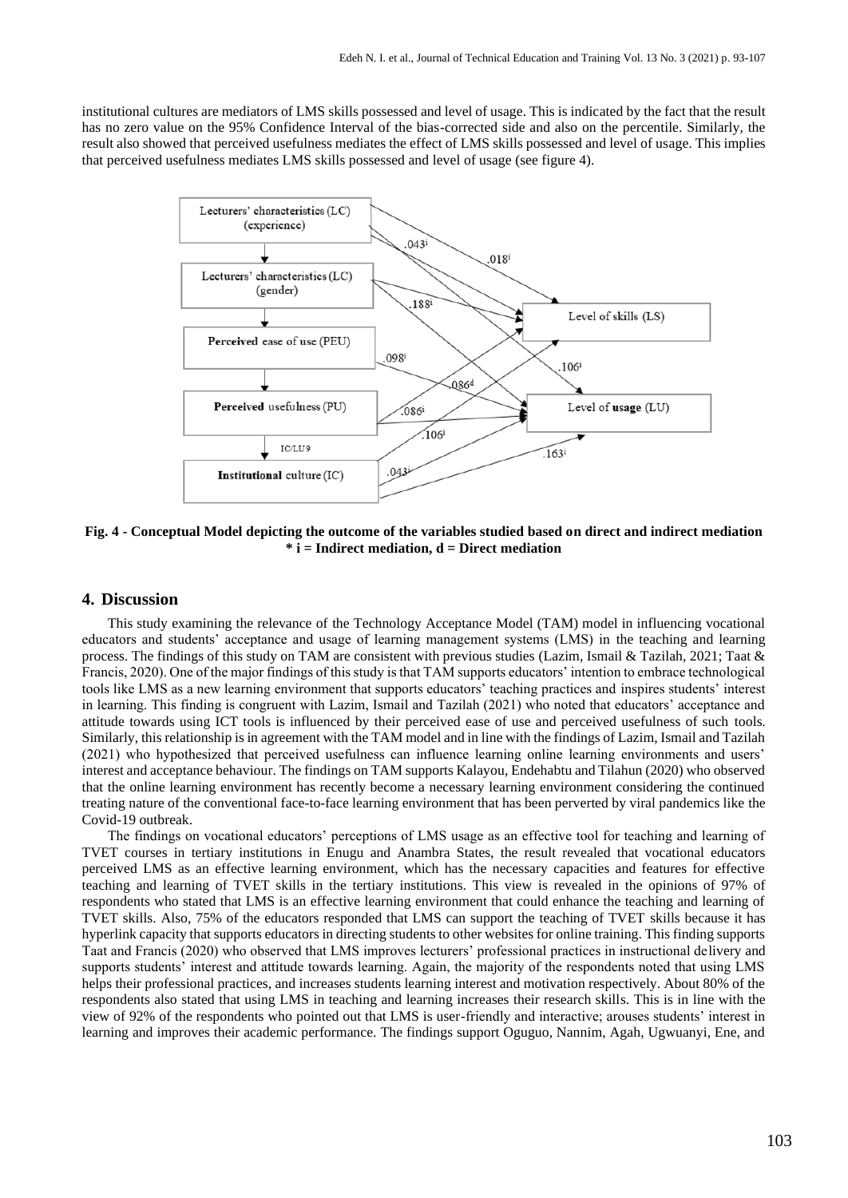institutional cultures are mediators of LMS skills possessed and level of usage. This is indicated by the fact that the result has no zero value on the 95% Confidence Interval of the bias-corrected side and also on the percentile. Similarly, the result also showed that perceived usefulness mediates the effect of LMS skills possessed and level of usage. This implies that perceived usefulness mediates LMS skills possessed and level of usage (see figure 4).

**Fig. 4 - Conceptual Model depicting the outcome of the variables studied based on direct and indirect mediation \* i = Indirect mediation, d = Direct mediation**

## 4. Discussion

This study examining the relevance of the Technology Acceptance Model (TAM) model in influencing vocational educators and students' acceptance and usage of learning management systems (LMS) in the teaching and learning process. The findings of this study on TAM are consistent with previous studies (Lazim, Ismail & Tazilah, 2021; Taat & Francis, 2020). One of the major findings of this study is that TAM supports educators' intention to embrace technological tools like LMS as a new learning environment that supports educators' teaching practices and inspires students' interest in learning. This finding is congruent with Lazim, Ismail and Tazilah (2021) who noted that educators' acceptance and attitude towards using ICT tools is influenced by their perceived ease of use and perceived usefulness of such tools. Similarly, this relationship is in agreement with the TAM model and in line with the findings of Lazim, Ismail and Tazilah (2021) who hypothesized that perceived usefulness can influence learning online learning environments and users' interest and acceptance behaviour. The findings on TAM supports Kalayou, Endehabtu and Tilahun (2020) who observed that the online learning environment has recently become a necessary learning environment considering the continued treating nature of the conventional face-to-face learning environment that has been perverted by viral pandemics like the Covid-19 outbreak.

The findings on vocational educators' perceptions of LMS usage as an effective tool for teaching and learning of TVET courses in tertiary institutions in Enugu and Anambra States, the result revealed that vocational educators perceived LMS as an effective learning environment, which has the necessary capacities and features for effective teaching and learning of TVET skills in the tertiary institutions. This view is revealed in the opinions of 97% of respondents who stated that LMS is an effective learning environment that could enhance the teaching and learning of TVET skills. Also, 75% of the educators responded that LMS can support the teaching of TVET skills because it has hyperlink capacity that supports educators in directing students to other websites for online training. This finding supports Taat and Francis (2020) who observed that LMS improves lecturers' professional practices in instructional delivery and supports students' interest and attitude towards learning. Again, the majority of the respondents noted that using LMS helps their professional practices, and increases students learning interest and motivation respectively. About 80% of the respondents also stated that using LMS in teaching and learning increases their research skills. This is in line with the view of 92% of the respondents who pointed out that LMS is user-friendly and interactive; arouses students' interest in learning and improves their academic performance. The findings support Oguguo, Nannim, Agah, Ugwuanyi, Ene, and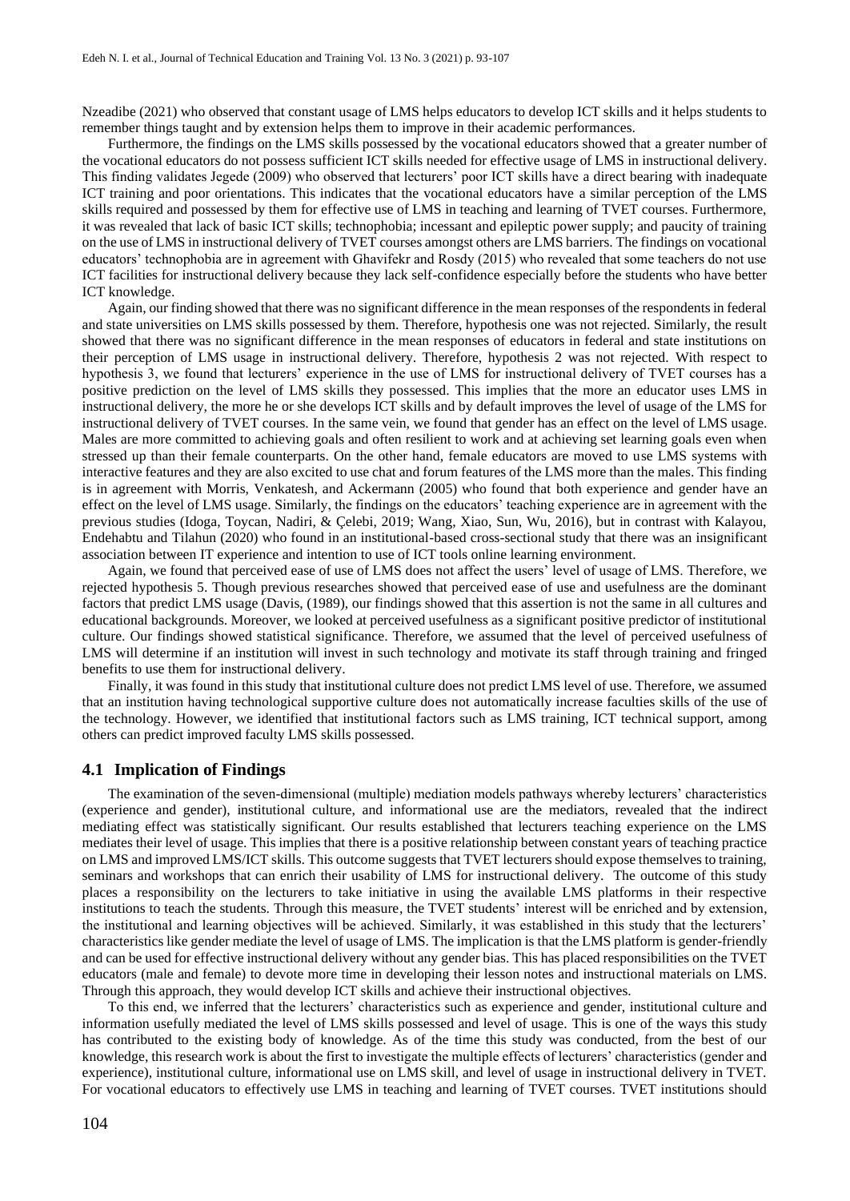Nzeadibe (2021) who observed that constant usage of LMS helps educators to develop ICT skills and it helps students to remember things taught and by extension helps them to improve in their academic performances.

Furthermore, the findings on the LMS skills possessed by the vocational educators showed that a greater number of the vocational educators do not possess sufficient ICT skills needed for effective usage of LMS in instructional delivery. This finding validates Jegede (2009) who observed that lecturers' poor ICT skills have a direct bearing with inadequate ICT training and poor orientations. This indicates that the vocational educators have a similar perception of the LMS skills required and possessed by them for effective use of LMS in teaching and learning of TVET courses. Furthermore, it was revealed that lack of basic ICT skills; technophobia; incessant and epileptic power supply; and paucity of training on the use of LMS in instructional delivery of TVET courses amongst others are LMS barriers. The findings on vocational educators' technophobia are in agreement with Ghavifekr and Rosdy (2015) who revealed that some teachers do not use ICT facilities for instructional delivery because they lack self-confidence especially before the students who have better ICT knowledge.

Again, our finding showed that there was no significant difference in the mean responses of the respondents in federal and state universities on LMS skills possessed by them. Therefore, hypothesis one was not rejected. Similarly, the result showed that there was no significant difference in the mean responses of educators in federal and state institutions on their perception of LMS usage in instructional delivery. Therefore, hypothesis 2 was not rejected. With respect to hypothesis 3, we found that lecturers' experience in the use of LMS for instructional delivery of TVET courses has a positive prediction on the level of LMS skills they possessed. This implies that the more an educator uses LMS in instructional delivery, the more he or she develops ICT skills and by default improves the level of usage of the LMS for instructional delivery of TVET courses. In the same vein, we found that gender has an effect on the level of LMS usage. Males are more committed to achieving goals and often resilient to work and at achieving set learning goals even when stressed up than their female counterparts. On the other hand, female educators are moved to use LMS systems with interactive features and they are also excited to use chat and forum features of the LMS more than the males. This finding is in agreement with Morris, Venkatesh, and Ackermann (2005) who found that both experience and gender have an effect on the level of LMS usage. Similarly, the findings on the educators' teaching experience are in agreement with the previous studies (Idoga, Toycan, Nadiri, & Çelebi, 2019; Wang, Xiao, Sun, Wu, 2016), but in contrast with Kalayou, Endehabtu and Tilahun (2020) who found in an institutional-based cross-sectional study that there was an insignificant association between IT experience and intention to use of ICT tools online learning environment.

Again, we found that perceived ease of use of LMS does not affect the users' level of usage of LMS. Therefore, we rejected hypothesis 5. Though previous researches showed that perceived ease of use and usefulness are the dominant factors that predict LMS usage (Davis, (1989), our findings showed that this assertion is not the same in all cultures and educational backgrounds. Moreover, we looked at perceived usefulness as a significant positive predictor of institutional culture. Our findings showed statistical significance. Therefore, we assumed that the level of perceived usefulness of LMS will determine if an institution will invest in such technology and motivate its staff through training and fringed benefits to use them for instructional delivery.

Finally, it was found in this study that institutional culture does not predict LMS level of use. Therefore, we assumed that an institution having technological supportive culture does not automatically increase faculties skills of the use of the technology. However, we identified that institutional factors such as LMS training, ICT technical support, among others can predict improved faculty LMS skills possessed.

## 4.1 Implication of Findings

The examination of the seven-dimensional (multiple) mediation models pathways whereby lecturers' characteristics (experience and gender), institutional culture, and informational use are the mediators, revealed that the indirect mediating effect was statistically significant. Our results established that lecturers teaching experience on the LMS mediates their level of usage. This implies that there is a positive relationship between constant years of teaching practice on LMS and improved LMS/ICT skills. This outcome suggests that TVET lecturers should expose themselves to training, seminars and workshops that can enrich their usability of LMS for instructional delivery. The outcome of this study places a responsibility on the lecturers to take initiative in using the available LMS platforms in their respective institutions to teach the students. Through this measure, the TVET students' interest will be enriched and by extension, the institutional and learning objectives will be achieved. Similarly, it was established in this study that the lecturers' characteristics like gender mediate the level of usage of LMS. The implication is that the LMS platform is gender-friendly and can be used for effective instructional delivery without any gender bias. This has placed responsibilities on the TVET educators (male and female) to devote more time in developing their lesson notes and instructional materials on LMS. Through this approach, they would develop ICT skills and achieve their instructional objectives.

To this end, we inferred that the lecturers' characteristics such as experience and gender, institutional culture and information usefully mediated the level of LMS skills possessed and level of usage. This is one of the ways this study has contributed to the existing body of knowledge. As of the time this study was conducted, from the best of our knowledge, this research work is about the first to investigate the multiple effects of lecturers' characteristics (gender and experience), institutional culture, informational use on LMS skill, and level of usage in instructional delivery in TVET. For vocational educators to effectively use LMS in teaching and learning of TVET courses. TVET institutions should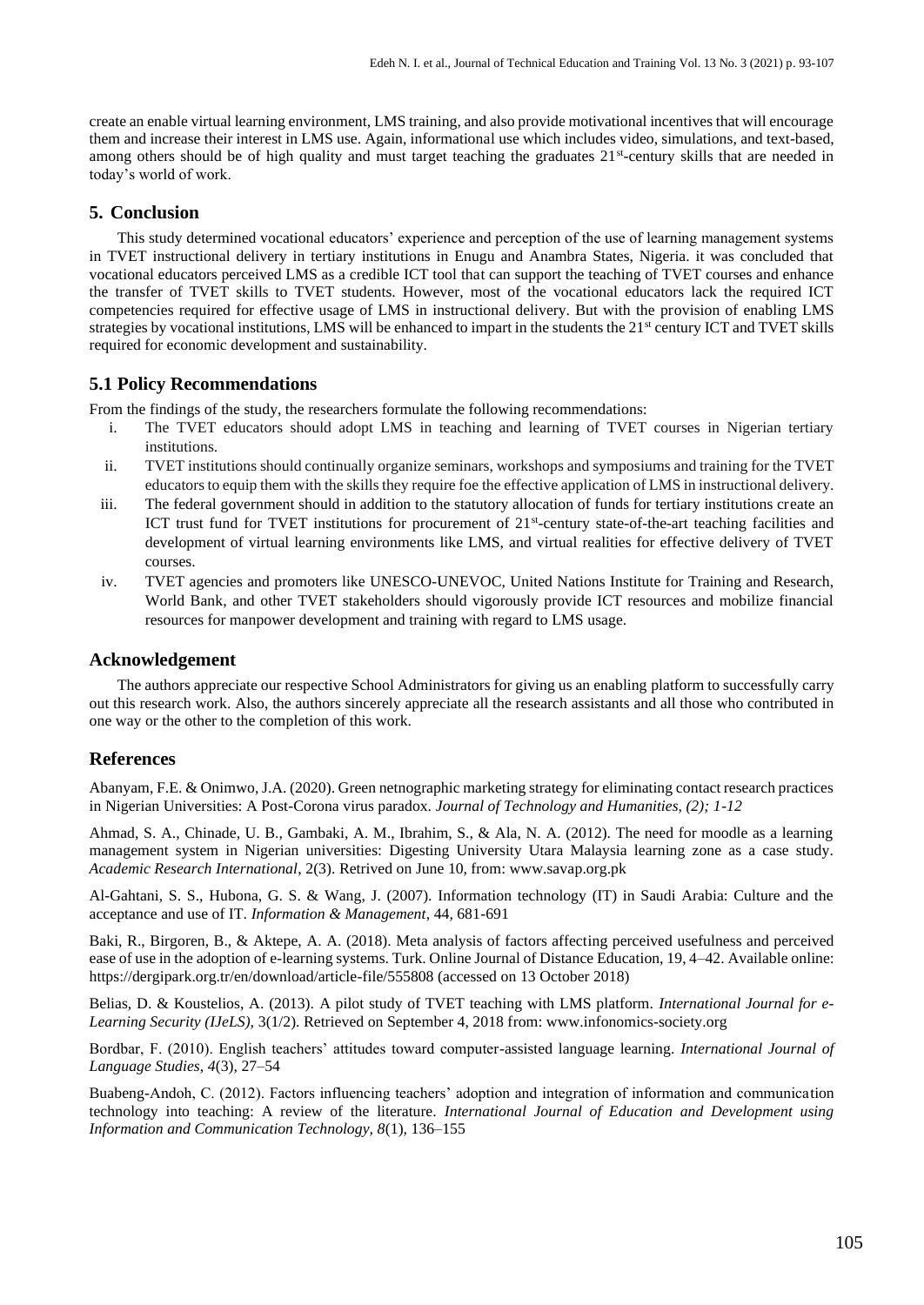create an enable virtual learning environment, LMS training, and also provide motivational incentives that will encourage them and increase their interest in LMS use. Again, informational use which includes video, simulations, and text-based, among others should be of high quality and must target teaching the graduates 21st-century skills that are needed in today's world of work.

## 5. Conclusion

This study determined vocational educators' experience and perception of the use of learning management systems in TVET instructional delivery in tertiary institutions in Enugu and Anambra States, Nigeria. it was concluded that vocational educators perceived LMS as a credible ICT tool that can support the teaching of TVET courses and enhance the transfer of TVET skills to TVET students. However, most of the vocational educators lack the required ICT competencies required for effective usage of LMS in instructional delivery. But with the provision of enabling LMS strategies by vocational institutions, LMS will be enhanced to impart in the students the 21st century ICT and TVET skills required for economic development and sustainability.

### 5.1 Policy Recommendations

From the findings of the study, the researchers formulate the following recommendations:

i. The TVET educators should adopt LMS in teaching and learning of TVET courses in Nigerian tertiary institutions.

ii. TVET institutions should continually organize seminars, workshops and symposiums and training for the TVET educators to equip them with the skills they require foe the effective application of LMS in instructional delivery.

iii. The federal government should in addition to the statutory allocation of funds for tertiary institutions create an ICT trust fund for TVET institutions for procurement of 21st-century state-of-the-art teaching facilities and development of virtual learning environments like LMS, and virtual realities for effective delivery of TVET courses.

iv. TVET agencies and promoters like UNESCO-UNEVOC, United Nations Institute for Training and Research, World Bank, and other TVET stakeholders should vigorously provide ICT resources and mobilize financial resources for manpower development and training with regard to LMS usage.

## Acknowledgement

The authors appreciate our respective School Administrators for giving us an enabling platform to successfully carry out this research work. Also, the authors sincerely appreciate all the research assistants and all those who contributed in one way or the other to the completion of this work.

## References

Abanyam, F.E. & Onimwo, J.A. (2020). Green netnographic marketing strategy for eliminating contact research practices in Nigerian Universities: A Post-Corona virus paradox. *Journal of Technology and Humanities, (2); 1-12*

Ahmad, S. A., Chinade, U. B., Gambaki, A. M., Ibrahim, S., & Ala, N. A. (2012). The need for moodle as a learning management system in Nigerian universities: Digesting University Utara Malaysia learning zone as a case study. *Academic Research International*, 2(3). Retrived on June 10, from: www.savap.org.pk

Al-Gahtani, S. S., Hubona, G. S. & Wang, J. (2007). Information technology (IT) in Saudi Arabia: Culture and the acceptance and use of IT. *Information & Management*, 44, 681-691

Baki, R., Birgoren, B., & Aktepe, A. A. (2018). Meta analysis of factors affecting perceived usefulness and perceived ease of use in the adoption of e-learning systems. Turk. Online Journal of Distance Education, 19, 4–42. Available online: https://dergipark.org.tr/en/download/article-file/555808 (accessed on 13 October 2018)

Belias, D. & Koustelios, A. (2013). A pilot study of TVET teaching with LMS platform. *International Journal for e-Learning Security (IJeLS),* 3(1/2). Retrieved on September 4, 2018 from: www.infonomics-society.org

Bordbar, F. (2010). English teachers' attitudes toward computer-assisted language learning. *International Journal of Language Studies*, *4*(3), 27–54

Buabeng-Andoh, C. (2012). Factors influencing teachers' adoption and integration of information and communication technology into teaching: A review of the literature. *International Journal of Education and Development using Information and Communication Technology, 8*(1), 136–155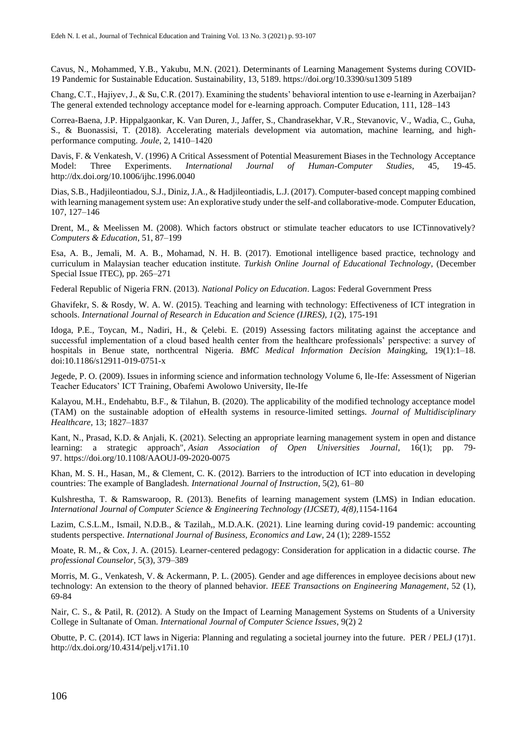Cavus, N., Mohammed, Y.B., Yakubu, M.N. (2021). Determinants of Learning Management Systems during COVID-19 Pandemic for Sustainable Education. Sustainability, 13, 5189. https://doi.org/10.3390/su1309 5189

Chang, C.T., Hajiyev, J., & Su, C.R. (2017). Examining the students' behavioral intention to use e-learning in Azerbaijan? The general extended technology acceptance model for e-learning approach. Computer Education, 111, 128–143

Correa-Baena, J.P. Hippalgaonkar, K. Van Duren, J., Jaffer, S., Chandrasekhar, V.R., Stevanovic, V., Wadia, C., Guha, S., & Buonassisi, T. (2018). Accelerating materials development via automation, machine learning, and high-performance computing. *Joule*, 2, 1410–1420

Davis, F. & Venkatesh, V. (1996) A Critical Assessment of Potential Measurement Biases in the Technology Acceptance Model: Three Experiments. *International Journal of Human-Computer Studies*, 45, 19-45. http://dx.doi.org/10.1006/ijhc.1996.0040

Dias, S.B., Hadjileontiadou, S.J., Diniz, J.A., & Hadjileontiadis, L.J. (2017). Computer-based concept mapping combined with learning management system use: An explorative study under the self-and collaborative-mode. Computer Education, 107, 127–146

Drent, M., & Meelissen M. (2008). Which factors obstruct or stimulate teacher educators to use ICTinnovatively? *Computers & Education*, 51, 87–199

Esa, A. B., Jemali, M. A. B., Mohamad, N. H. B. (2017). Emotional intelligence based practice, technology and curriculum in Malaysian teacher education institute. *Turkish Online Journal of Educational Technology*, (December Special Issue ITEC), pp. 265–271

Federal Republic of Nigeria FRN. (2013). *National Policy on Education*. Lagos: Federal Government Press

Ghavifekr, S. & Rosdy, W. A. W. (2015). Teaching and learning with technology: Effectiveness of ICT integration in schools. *International Journal of Research in Education and Science (IJRES), 1*(2), 175-191

Idoga, P.E., Toycan, M., Nadiri, H., & Çelebi. E. (2019) Assessing factors militating against the acceptance and successful implementation of a cloud based health center from the healthcare professionals' perspective: a survey of hospitals in Benue state, northcentral Nigeria. *BMC Medical Information Decision Maingk*ing, 19(1):1–18. doi:10.1186/s12911-019-0751-x

Jegede, P. O. (2009). Issues in informing science and information technology Volume 6, Ile-Ife: Assessment of Nigerian Teacher Educators' ICT Training, Obafemi Awolowo University, Ile-Ife

Kalayou, M.H., Endehabtu, B.F., & Tilahun, B. (2020). The applicability of the modified technology acceptance model (TAM) on the sustainable adoption of eHealth systems in resource-limited settings. *Journal of Multidisciplinary Healthcare*, 13; 1827–1837

Kant, N., Prasad, K.D. & Anjali, K. (2021). Selecting an appropriate learning management system in open and distance learning: a strategic approach", *Asian Association of Open Universities Journal*, 16(1); pp. 79-97. https://doi.org/10.1108/AAOUJ-09-2020-0075

Khan, M. S. H., Hasan, M., & Clement, C. K. (2012). Barriers to the introduction of ICT into education in developing countries: The example of Bangladesh. *International Journal of Instruction*, 5(2), 61–80

Kulshrestha, T. & Ramswaroop, R. (2013). Benefits of learning management system (LMS) in Indian education. *International Journal of Computer Science & Engineering Technology (IJCSET), 4(8),*1154-1164

Lazim, C.S.L.M., Ismail, N.D.B., & Tazilah,, M.D.A.K. (2021). Line learning during covid-19 pandemic: accounting students perspective. *International Journal of Business, Economics and Law*, 24 (1); 2289-1552

Moate, R. M., & Cox, J. A. (2015). Learner-centered pedagogy: Consideration for application in a didactic course. *The professional Counselor*, 5(3), 379–389

Morris, M. G., Venkatesh, V. & Ackermann, P. L. (2005). Gender and age differences in employee decisions about new technology: An extension to the theory of planned behavior. *IEEE Transactions on Engineering Management*, 52 (1), 69-84

Nair, C. S., & Patil, R. (2012). A Study on the Impact of Learning Management Systems on Students of a University College in Sultanate of Oman. *International Journal of Computer Science Issues*, 9(2) 2

Obutte, P. C. (2014). ICT laws in Nigeria: Planning and regulating a societal journey into the future. PER / PELJ (17)1. http://dx.doi.org/10.4314/pelj.v17i1.10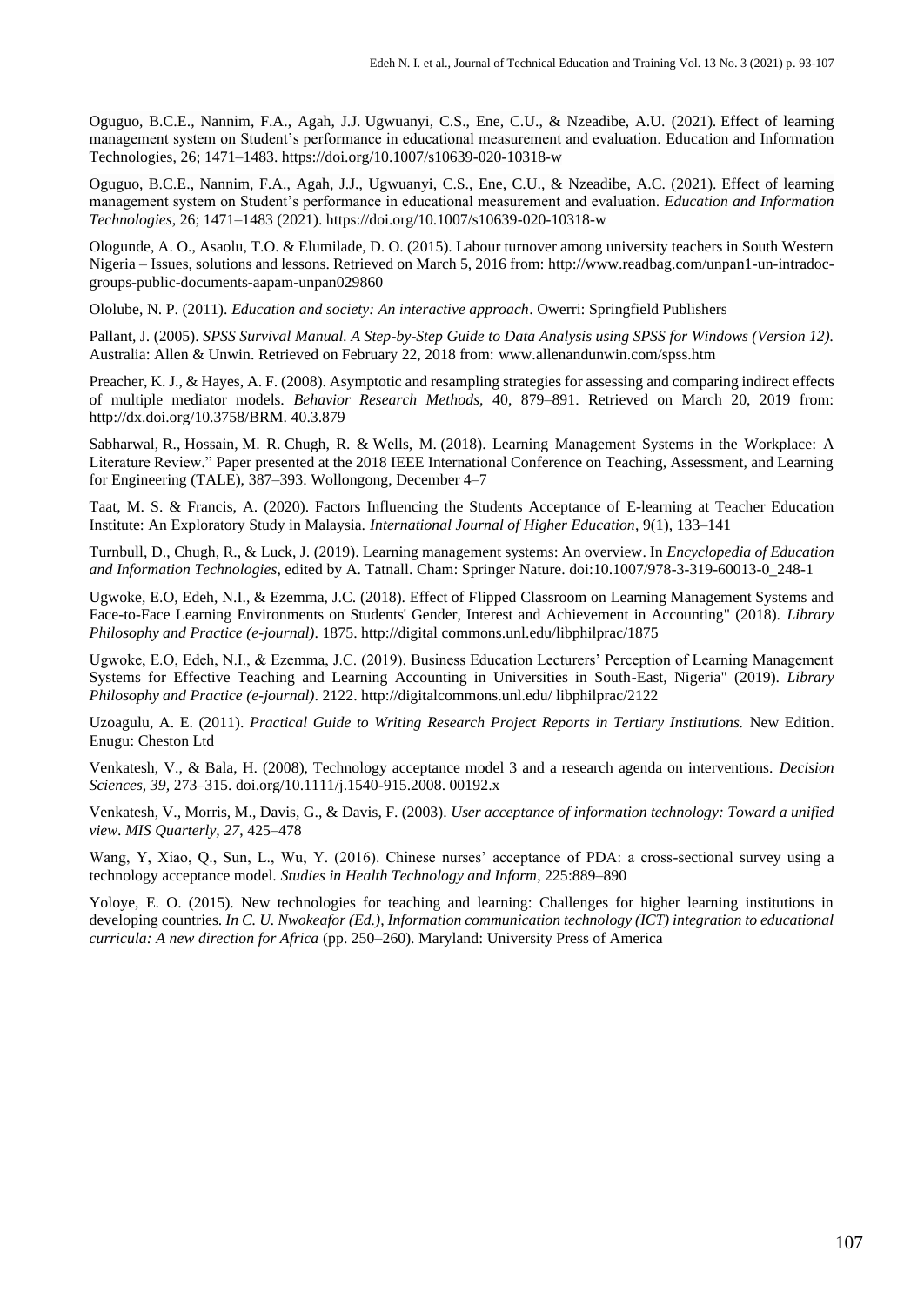Oguguo, B.C.E., Nannim, F.A., Agah, J.J. Ugwuanyi, C.S., Ene, C.U., & Nzeadibe, A.U. (2021). Effect of learning management system on Student's performance in educational measurement and evaluation. Education and Information Technologies, 26; 1471–1483. https://doi.org/10.1007/s10639-020-10318-w

Oguguo, B.C.E., Nannim, F.A., Agah, J.J., Ugwuanyi, C.S., Ene, C.U., & Nzeadibe, A.C. (2021). Effect of learning management system on Student's performance in educational measurement and evaluation. *Education and Information Technologies,* 26; 1471–1483 (2021). https://doi.org/10.1007/s10639-020-10318-w

Ologunde, A. O., Asaolu, T.O. & Elumilade, D. O. (2015). Labour turnover among university teachers in South Western Nigeria – Issues, solutions and lessons. Retrieved on March 5, 2016 from: http://www.readbag.com/unpan1-un-intradoc-groups-public-documents-aapam-unpan029860

Ololube, N. P. (2011). *Education and society: An interactive approach*. Owerri: Springfield Publishers

Pallant, J. (2005). *SPSS Survival Manual. A Step-by-Step Guide to Data Analysis using SPSS for Windows (Version 12).* Australia: Allen & Unwin. Retrieved on February 22, 2018 from: www.allenandunwin.com/spss.htm

Preacher, K. J., & Hayes, A. F. (2008). Asymptotic and resampling strategies for assessing and comparing indirect effects of multiple mediator models. *Behavior Research Methods,* 40, 879–891. Retrieved on March 20, 2019 from: http://dx.doi.org/10.3758/BRM. 40.3.879

Sabharwal, R., Hossain, M. R. Chugh, R. & Wells, M. (2018). Learning Management Systems in the Workplace: A Literature Review." Paper presented at the 2018 IEEE International Conference on Teaching, Assessment, and Learning for Engineering (TALE), 387–393. Wollongong, December 4–7

Taat, M. S. & Francis, A. (2020). Factors Influencing the Students Acceptance of E-learning at Teacher Education Institute: An Exploratory Study in Malaysia. *International Journal of Higher Education*, 9(1), 133–141

Turnbull, D., Chugh, R., & Luck, J. (2019). Learning management systems: An overview. In *Encyclopedia of Education and Information Technologies*, edited by A. Tatnall. Cham: Springer Nature. doi:10.1007/978-3-319-60013-0_248-1

Ugwoke, E.O, Edeh, N.I., & Ezemma, J.C. (2018). Effect of Flipped Classroom on Learning Management Systems and Face-to-Face Learning Environments on Students' Gender, Interest and Achievement in Accounting" (2018). *Library Philosophy and Practice (e-journal)*. 1875. http://digital commons.unl.edu/libphilprac/1875

Ugwoke, E.O, Edeh, N.I., & Ezemma, J.C. (2019). Business Education Lecturers' Perception of Learning Management Systems for Effective Teaching and Learning Accounting in Universities in South-East, Nigeria" (2019). *Library Philosophy and Practice (e-journal)*. 2122. http://digitalcommons.unl.edu/ libphilprac/2122

Uzoagulu, A. E. (2011). *Practical Guide to Writing Research Project Reports in Tertiary Institutions.* New Edition. Enugu: Cheston Ltd

Venkatesh, V., & Bala, H. (2008), Technology acceptance model 3 and a research agenda on interventions. *Decision Sciences, 39,* 273–315. doi.org/10.1111/j.1540-915.2008. 00192.x

Venkatesh, V., Morris, M., Davis, G., & Davis, F. (2003). *User acceptance of information technology: Toward a unified view. MIS Quarterly, 27*, 425–478

Wang, Y, Xiao, Q., Sun, L., Wu, Y. (2016). Chinese nurses' acceptance of PDA: a cross-sectional survey using a technology acceptance model. *Studies in Health Technology and Inform*, 225:889–890

Yoloye, E. O. (2015). New technologies for teaching and learning: Challenges for higher learning institutions in developing countries. *In C. U. Nwokeafor (Ed.), Information communication technology (ICT) integration to educational curricula: A new direction for Africa* (pp. 250–260). Maryland: University Press of America